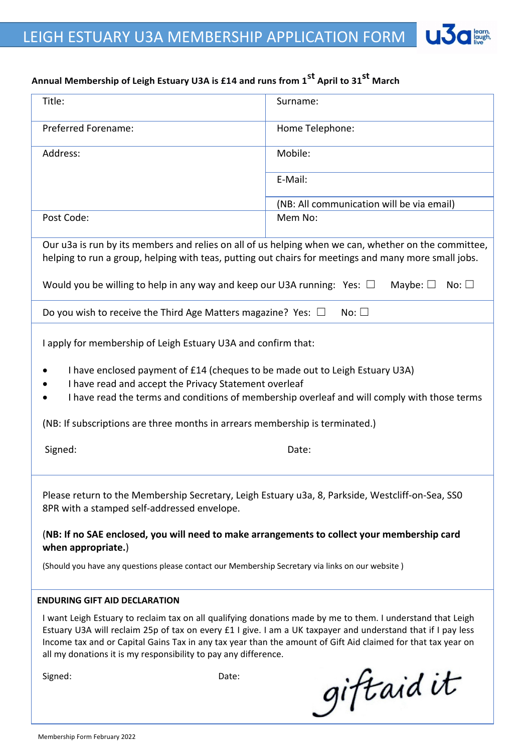# LEIGH ESTUARY U3A MEMBERSHIP APPLICATION FORM

u3a learn, laugh, live

**Annual Membership of Leigh Estuary U3A is £14 and runs from 1st April to 31st March**

| Title: | Surname: |
|---|---|
| Preferred Forename: | Home Telephone: |
| Address: | Mobile: |
| | E-Mail: |
| | (NB: All communication will be via email) |
| Post Code: | Mem No: |

Our u3a is run by its members and relies on all of us helping when we can, whether on the committee, helping to run a group, helping with teas, putting out chairs for meetings and many more small jobs.

Would you be willing to help in any way and keep our U3A running: Yes: ☐ Maybe: ☐ No: ☐

Do you wish to receive the Third Age Matters magazine? Yes: ☐ No: ☐

I apply for membership of Leigh Estuary U3A and confirm that:

- I have enclosed payment of £14 (cheques to be made out to Leigh Estuary U3A)
- I have read and accept the Privacy Statement overleaf
- I have read the terms and conditions of membership overleaf and will comply with those terms

(NB: If subscriptions are three months in arrears membership is terminated.)

Signed: Date:

Please return to the Membership Secretary, Leigh Estuary u3a, 8, Parkside, Westcliff-on-Sea, SS0 8PR with a stamped self-addressed envelope.

(**NB: If no SAE enclosed, you will need to make arrangements to collect your membership card when appropriate.**)

(Should you have any questions please contact our Membership Secretary via links on our website )

**ENDURING GIFT AID DECLARATION**

I want Leigh Estuary to reclaim tax on all qualifying donations made by me to them. I understand that Leigh Estuary U3A will reclaim 25p of tax on every £1 I give. I am a UK taxpayer and understand that if I pay less Income tax and or Capital Gains Tax in any tax year than the amount of Gift Aid claimed for that tax year on all my donations it is my responsibility to pay any difference.

Signed: Date:

giftaid it

Membership Form February 2022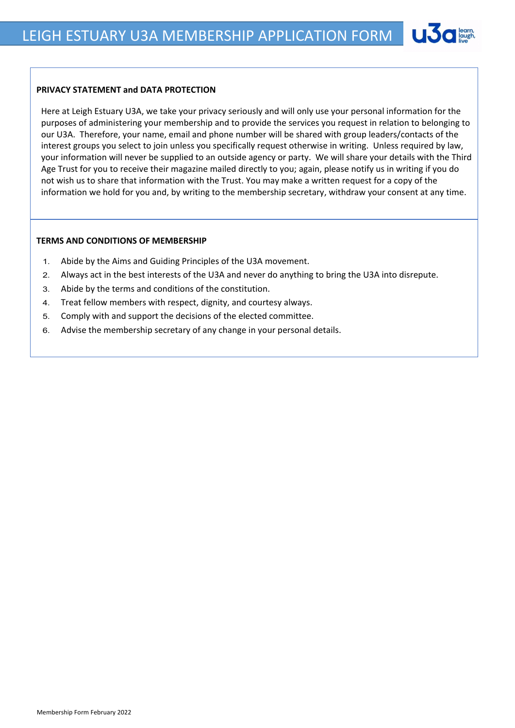# LEIGH ESTUARY U3A MEMBERSHIP APPLICATION FORM

**PRIVACY STATEMENT and DATA PROTECTION**

Here at Leigh Estuary U3A, we take your privacy seriously and will only use your personal information for the purposes of administering your membership and to provide the services you request in relation to belonging to our U3A. Therefore, your name, email and phone number will be shared with group leaders/contacts of the interest groups you select to join unless you specifically request otherwise in writing. Unless required by law, your information will never be supplied to an outside agency or party. We will share your details with the Third Age Trust for you to receive their magazine mailed directly to you; again, please notify us in writing if you do not wish us to share that information with the Trust. You may make a written request for a copy of the information we hold for you and, by writing to the membership secretary, withdraw your consent at any time.

**TERMS AND CONDITIONS OF MEMBERSHIP**

1. Abide by the Aims and Guiding Principles of the U3A movement.
2. Always act in the best interests of the U3A and never do anything to bring the U3A into disrepute.
3. Abide by the terms and conditions of the constitution.
4. Treat fellow members with respect, dignity, and courtesy always.
5. Comply with and support the decisions of the elected committee.
6. Advise the membership secretary of any change in your personal details.

Membership Form February 2022